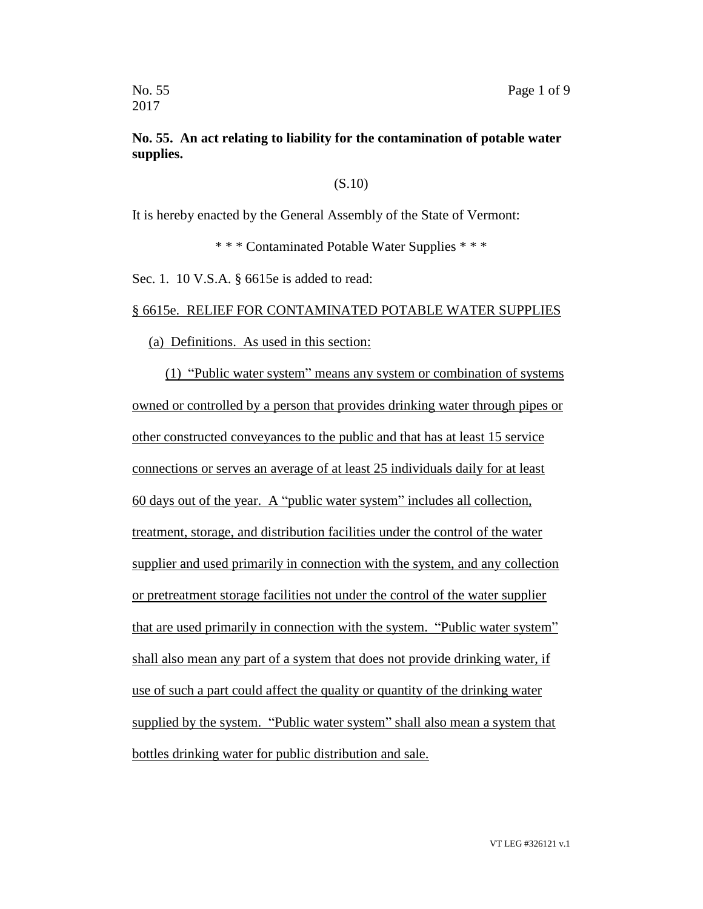**No. 55. An act relating to liability for the contamination of potable water supplies.**

(S.10)

It is hereby enacted by the General Assembly of the State of Vermont:

\* \* \* Contaminated Potable Water Supplies \* \* \*

Sec. 1. 10 V.S.A. § 6615e is added to read:

§ 6615e. RELIEF FOR CONTAMINATED POTABLE WATER SUPPLIES

(a) Definitions. As used in this section:

(1) "Public water system" means any system or combination of systems owned or controlled by a person that provides drinking water through pipes or other constructed conveyances to the public and that has at least 15 service connections or serves an average of at least 25 individuals daily for at least 60 days out of the year. A "public water system" includes all collection, treatment, storage, and distribution facilities under the control of the water supplier and used primarily in connection with the system, and any collection or pretreatment storage facilities not under the control of the water supplier that are used primarily in connection with the system. "Public water system" shall also mean any part of a system that does not provide drinking water, if use of such a part could affect the quality or quantity of the drinking water supplied by the system. "Public water system" shall also mean a system that bottles drinking water for public distribution and sale.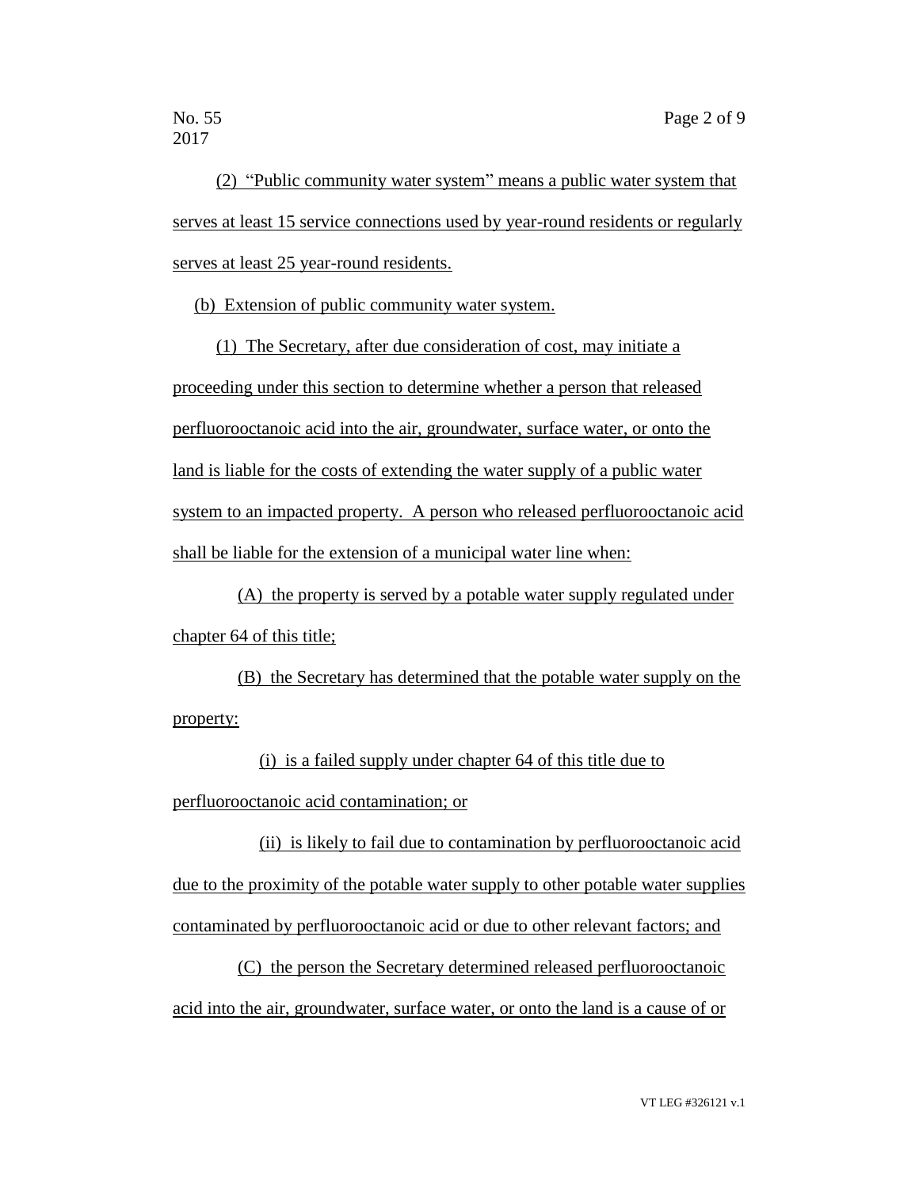(2) "Public community water system" means a public water system that serves at least 15 service connections used by year-round residents or regularly serves at least 25 year-round residents.

(b) Extension of public community water system.

(1) The Secretary, after due consideration of cost, may initiate a proceeding under this section to determine whether a person that released perfluorooctanoic acid into the air, groundwater, surface water, or onto the land is liable for the costs of extending the water supply of a public water system to an impacted property. A person who released perfluorooctanoic acid shall be liable for the extension of a municipal water line when:

(A) the property is served by a potable water supply regulated under chapter 64 of this title;

(B) the Secretary has determined that the potable water supply on the property:

(i) is a failed supply under chapter 64 of this title due to perfluorooctanoic acid contamination; or

(ii) is likely to fail due to contamination by perfluorooctanoic acid due to the proximity of the potable water supply to other potable water supplies contaminated by perfluorooctanoic acid or due to other relevant factors; and

(C) the person the Secretary determined released perfluorooctanoic acid into the air, groundwater, surface water, or onto the land is a cause of or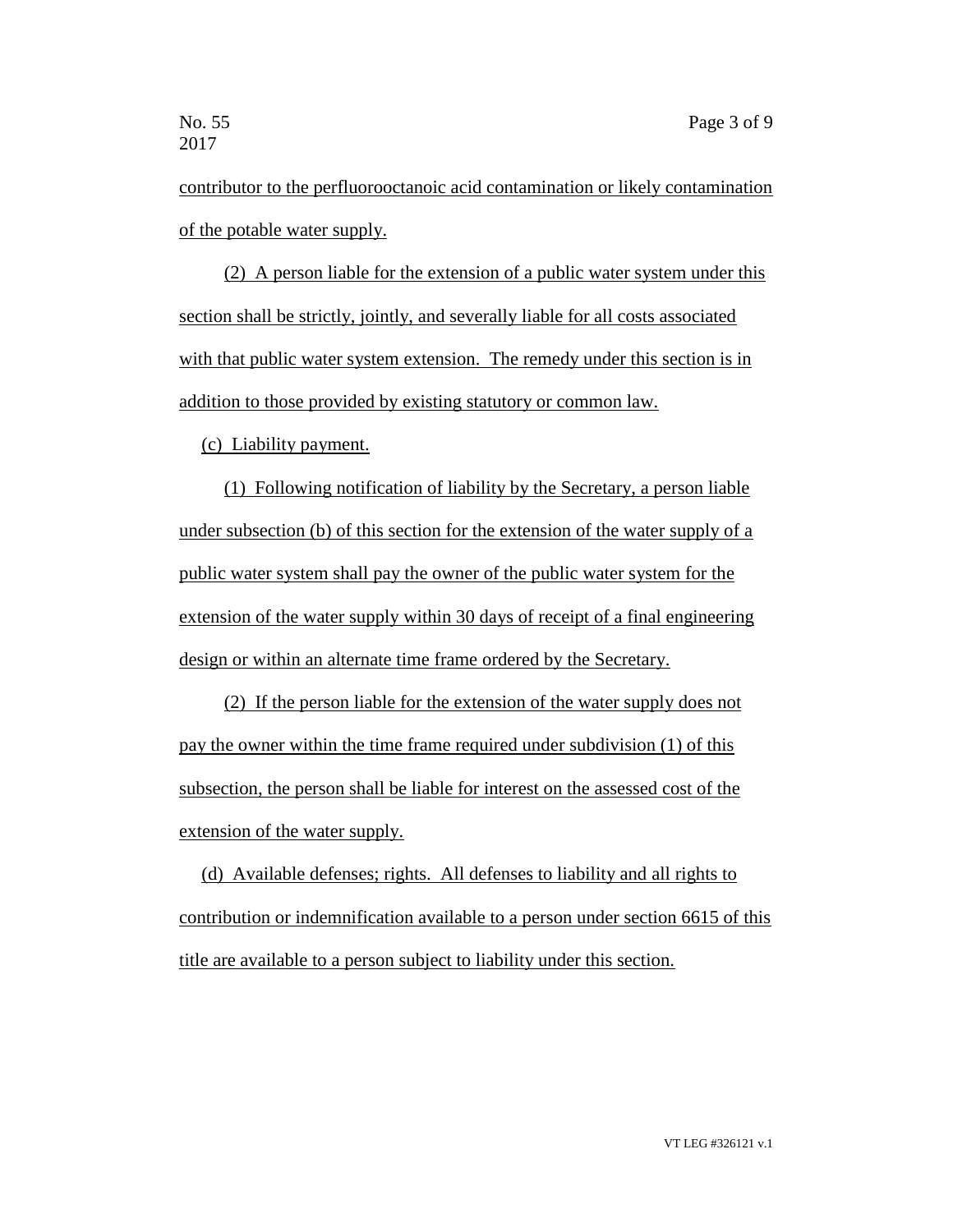contributor to the perfluorooctanoic acid contamination or likely contamination of the potable water supply.

(2) A person liable for the extension of a public water system under this section shall be strictly, jointly, and severally liable for all costs associated with that public water system extension. The remedy under this section is in addition to those provided by existing statutory or common law.

(c) Liability payment.

(1) Following notification of liability by the Secretary, a person liable under subsection (b) of this section for the extension of the water supply of a public water system shall pay the owner of the public water system for the extension of the water supply within 30 days of receipt of a final engineering design or within an alternate time frame ordered by the Secretary.

(2) If the person liable for the extension of the water supply does not pay the owner within the time frame required under subdivision (1) of this subsection, the person shall be liable for interest on the assessed cost of the extension of the water supply.

(d) Available defenses; rights. All defenses to liability and all rights to contribution or indemnification available to a person under section 6615 of this title are available to a person subject to liability under this section.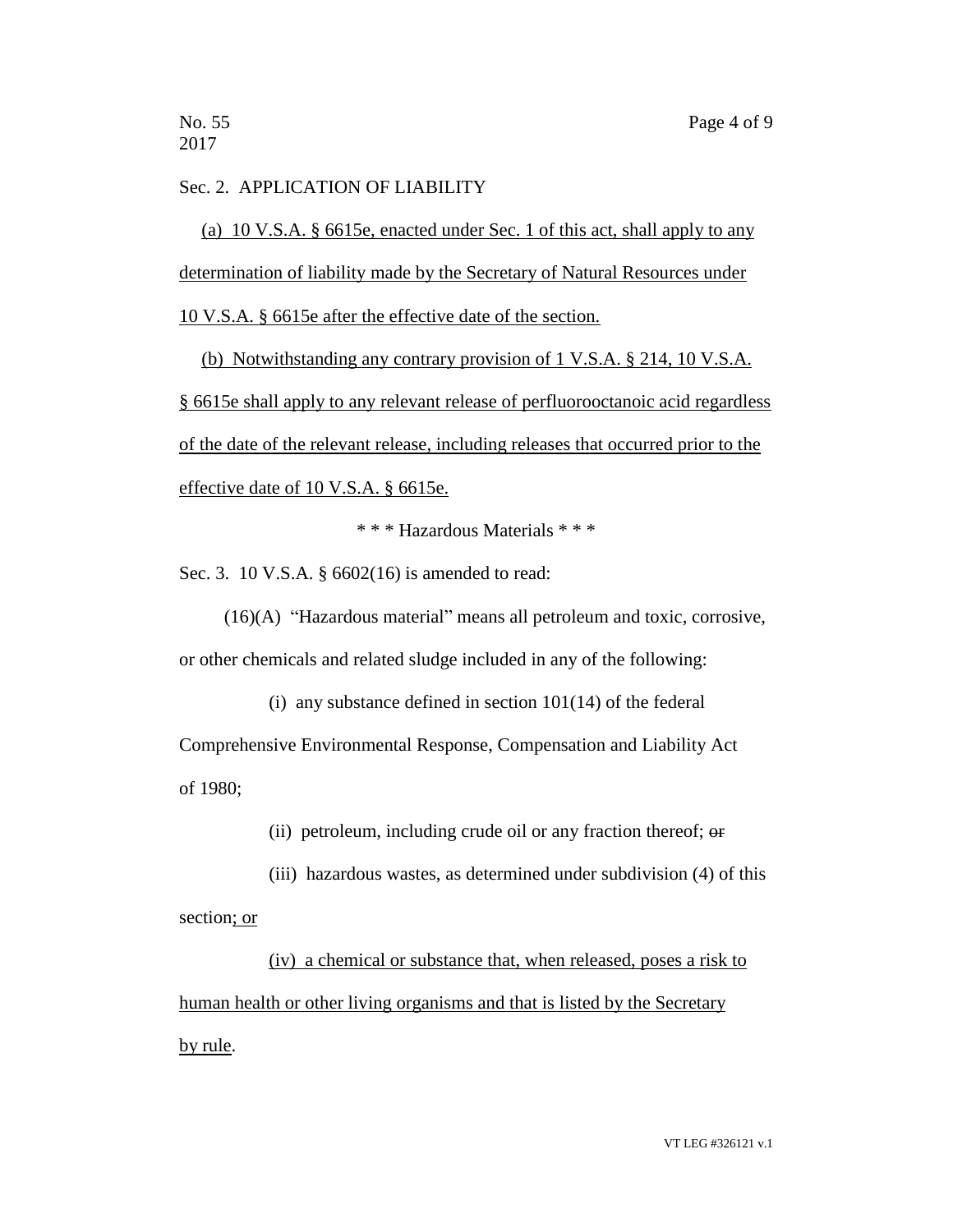Sec. 2. APPLICATION OF LIABILITY

(a) 10 V.S.A. § 6615e, enacted under Sec. 1 of this act, shall apply to any determination of liability made by the Secretary of Natural Resources under 10 V.S.A. § 6615e after the effective date of the section.

(b) Notwithstanding any contrary provision of 1 V.S.A. § 214, 10 V.S.A. § 6615e shall apply to any relevant release of perfluorooctanoic acid regardless of the date of the relevant release, including releases that occurred prior to the effective date of 10 V.S.A. § 6615e.

\* \* \* Hazardous Materials \* \* \*

Sec. 3. 10 V.S.A. § 6602(16) is amended to read:

(16)(A) "Hazardous material" means all petroleum and toxic, corrosive, or other chemicals and related sludge included in any of the following:

(i) any substance defined in section 101(14) of the federal Comprehensive Environmental Response, Compensation and Liability Act of 1980;

(ii) petroleum, including crude oil or any fraction thereof; ~~or~~

(iii) hazardous wastes, as determined under subdivision (4) of this section; or

(iv) a chemical or substance that, when released, poses a risk to human health or other living organisms and that is listed by the Secretary by rule.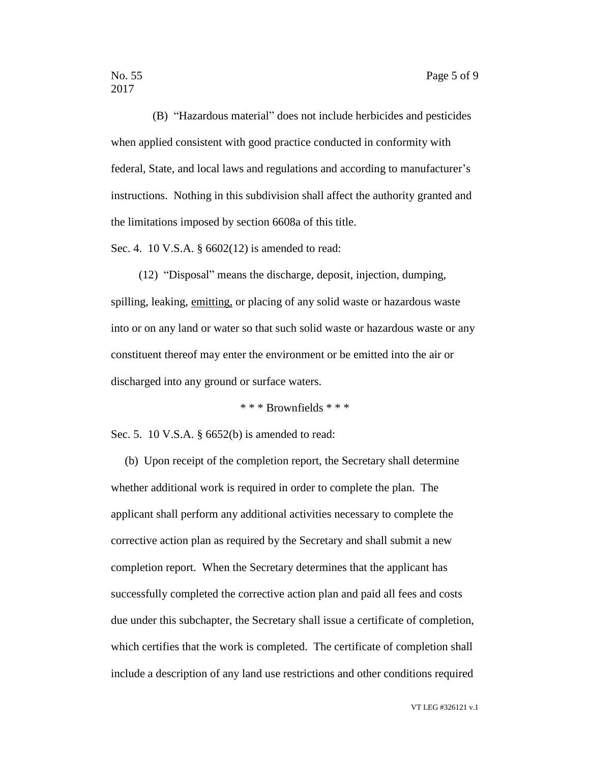(B) "Hazardous material" does not include herbicides and pesticides when applied consistent with good practice conducted in conformity with federal, State, and local laws and regulations and according to manufacturer's instructions. Nothing in this subdivision shall affect the authority granted and the limitations imposed by section 6608a of this title.

Sec. 4. 10 V.S.A. § 6602(12) is amended to read:

(12) "Disposal" means the discharge, deposit, injection, dumping, spilling, leaking, <u>emitting,</u> or placing of any solid waste or hazardous waste into or on any land or water so that such solid waste or hazardous waste or any constituent thereof may enter the environment or be emitted into the air or discharged into any ground or surface waters.

\* \* \* Brownfields \* \* \*

Sec. 5. 10 V.S.A. § 6652(b) is amended to read:

(b) Upon receipt of the completion report, the Secretary shall determine whether additional work is required in order to complete the plan. The applicant shall perform any additional activities necessary to complete the corrective action plan as required by the Secretary and shall submit a new completion report. When the Secretary determines that the applicant has successfully completed the corrective action plan and paid all fees and costs due under this subchapter, the Secretary shall issue a certificate of completion, which certifies that the work is completed. The certificate of completion shall include a description of any land use restrictions and other conditions required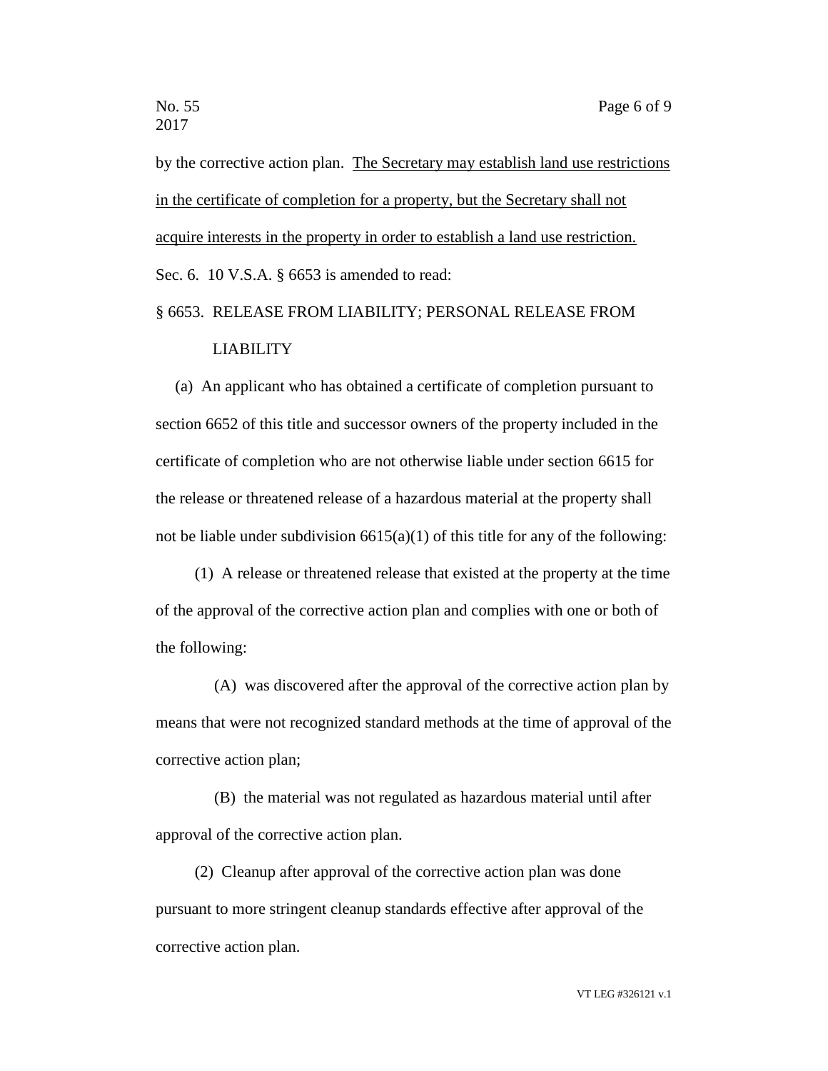by the corrective action plan. <u>The Secretary may establish land use restrictions in the certificate of completion for a property, but the Secretary shall not acquire interests in the property in order to establish a land use restriction.</u>

Sec. 6. 10 V.S.A. § 6653 is amended to read:

§ 6653. RELEASE FROM LIABILITY; PERSONAL RELEASE FROM LIABILITY

(a) An applicant who has obtained a certificate of completion pursuant to section 6652 of this title and successor owners of the property included in the certificate of completion who are not otherwise liable under section 6615 for the release or threatened release of a hazardous material at the property shall not be liable under subdivision 6615(a)(1) of this title for any of the following:

(1) A release or threatened release that existed at the property at the time of the approval of the corrective action plan and complies with one or both of the following:

(A) was discovered after the approval of the corrective action plan by means that were not recognized standard methods at the time of approval of the corrective action plan;

(B) the material was not regulated as hazardous material until after approval of the corrective action plan.

(2) Cleanup after approval of the corrective action plan was done pursuant to more stringent cleanup standards effective after approval of the corrective action plan.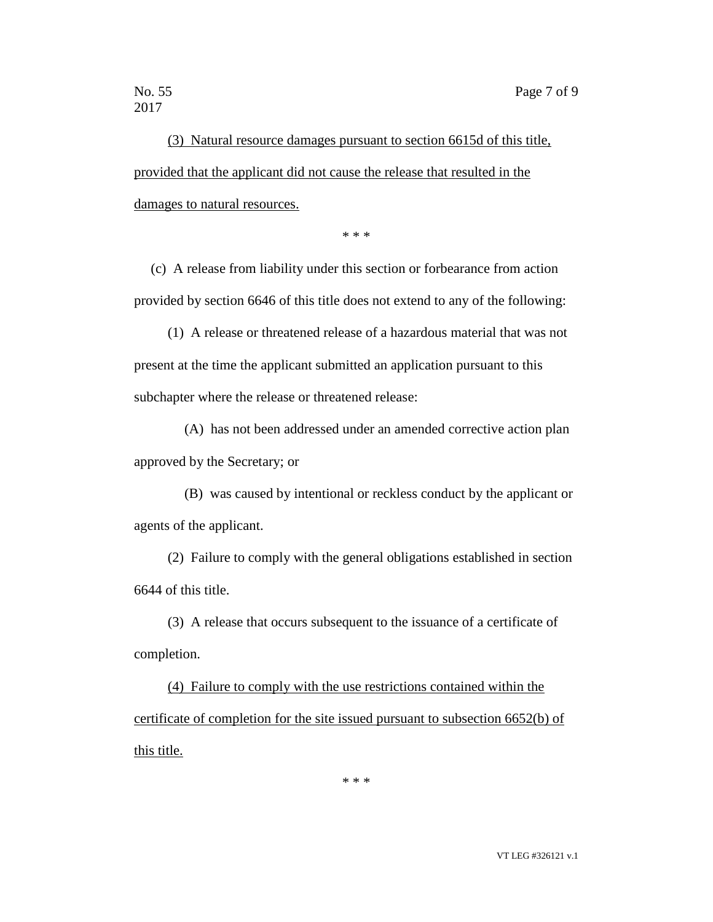(3) Natural resource damages pursuant to section 6615d of this title, provided that the applicant did not cause the release that resulted in the damages to natural resources.

\* \* \*

(c) A release from liability under this section or forbearance from action provided by section 6646 of this title does not extend to any of the following:

(1) A release or threatened release of a hazardous material that was not present at the time the applicant submitted an application pursuant to this subchapter where the release or threatened release:

(A) has not been addressed under an amended corrective action plan approved by the Secretary; or

(B) was caused by intentional or reckless conduct by the applicant or agents of the applicant.

(2) Failure to comply with the general obligations established in section 6644 of this title.

(3) A release that occurs subsequent to the issuance of a certificate of completion.

(4) Failure to comply with the use restrictions contained within the certificate of completion for the site issued pursuant to subsection 6652(b) of this title.

\* \* \*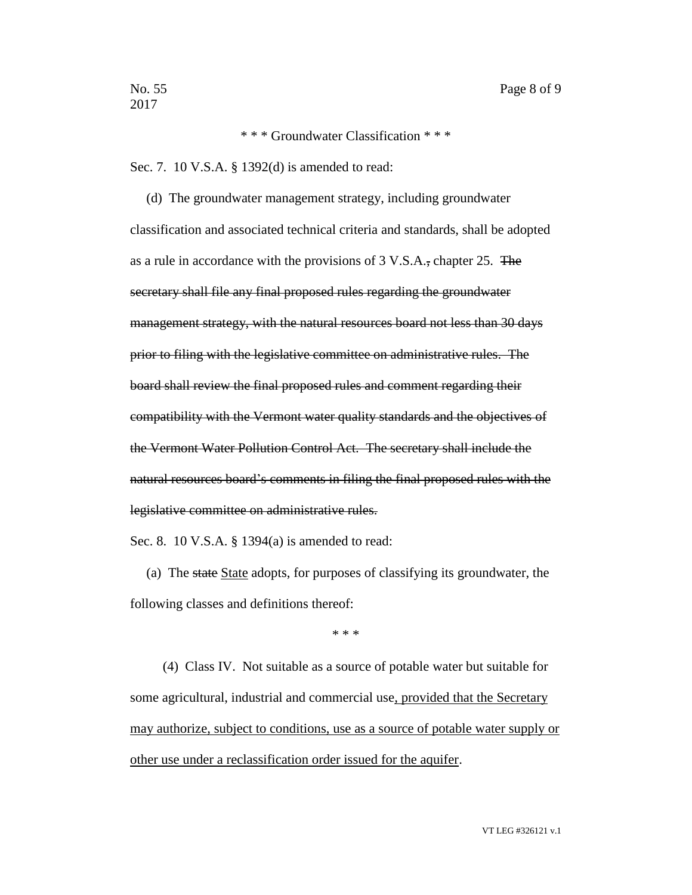\* \* \* Groundwater Classification \* \* \*

Sec. 7. 10 V.S.A. § 1392(d) is amended to read:

(d) The groundwater management strategy, including groundwater classification and associated technical criteria and standards, shall be adopted as a rule in accordance with the provisions of 3 V.S.A.~~,~~ chapter 25. ~~The secretary shall file any final proposed rules regarding the groundwater management strategy, with the natural resources board not less than 30 days prior to filing with the legislative committee on administrative rules. The board shall review the final proposed rules and comment regarding their compatibility with the Vermont water quality standards and the objectives of the Vermont Water Pollution Control Act. The secretary shall include the natural resources board's comments in filing the final proposed rules with the legislative committee on administrative rules.~~

Sec. 8. 10 V.S.A. § 1394(a) is amended to read:

(a) The ~~state~~ <u>State</u> adopts, for purposes of classifying its groundwater, the following classes and definitions thereof:

\* \* \*

(4) Class IV. Not suitable as a source of potable water but suitable for some agricultural, industrial and commercial use<u>, provided that the Secretary may authorize, subject to conditions, use as a source of potable water supply or other use under a reclassification order issued for the aquifer</u>.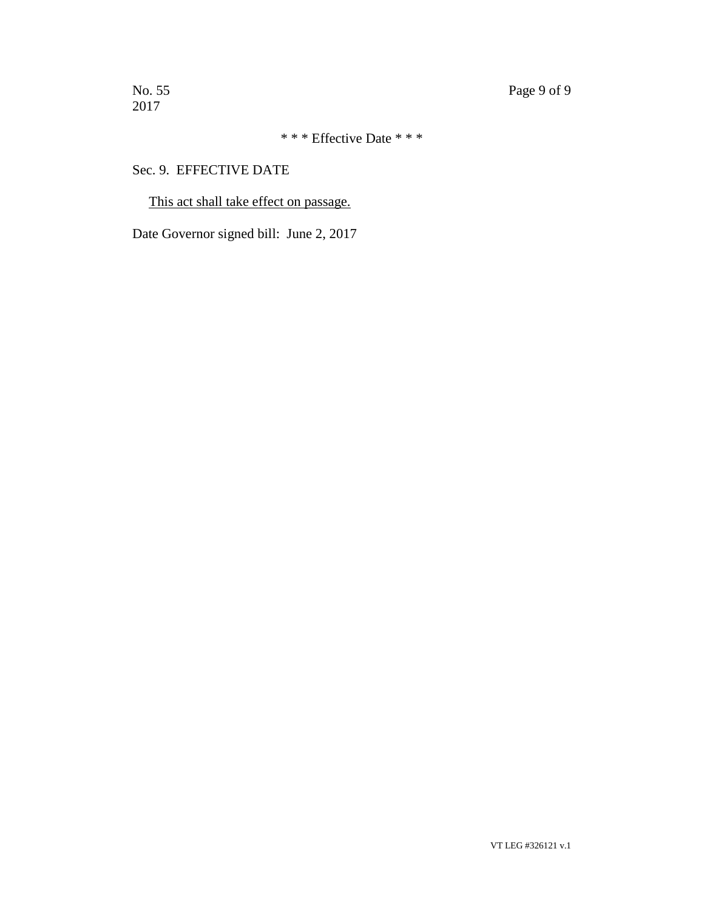* * * Effective Date * * *

Sec. 9. EFFECTIVE DATE

This act shall take effect on passage.

Date Governor signed bill: June 2, 2017